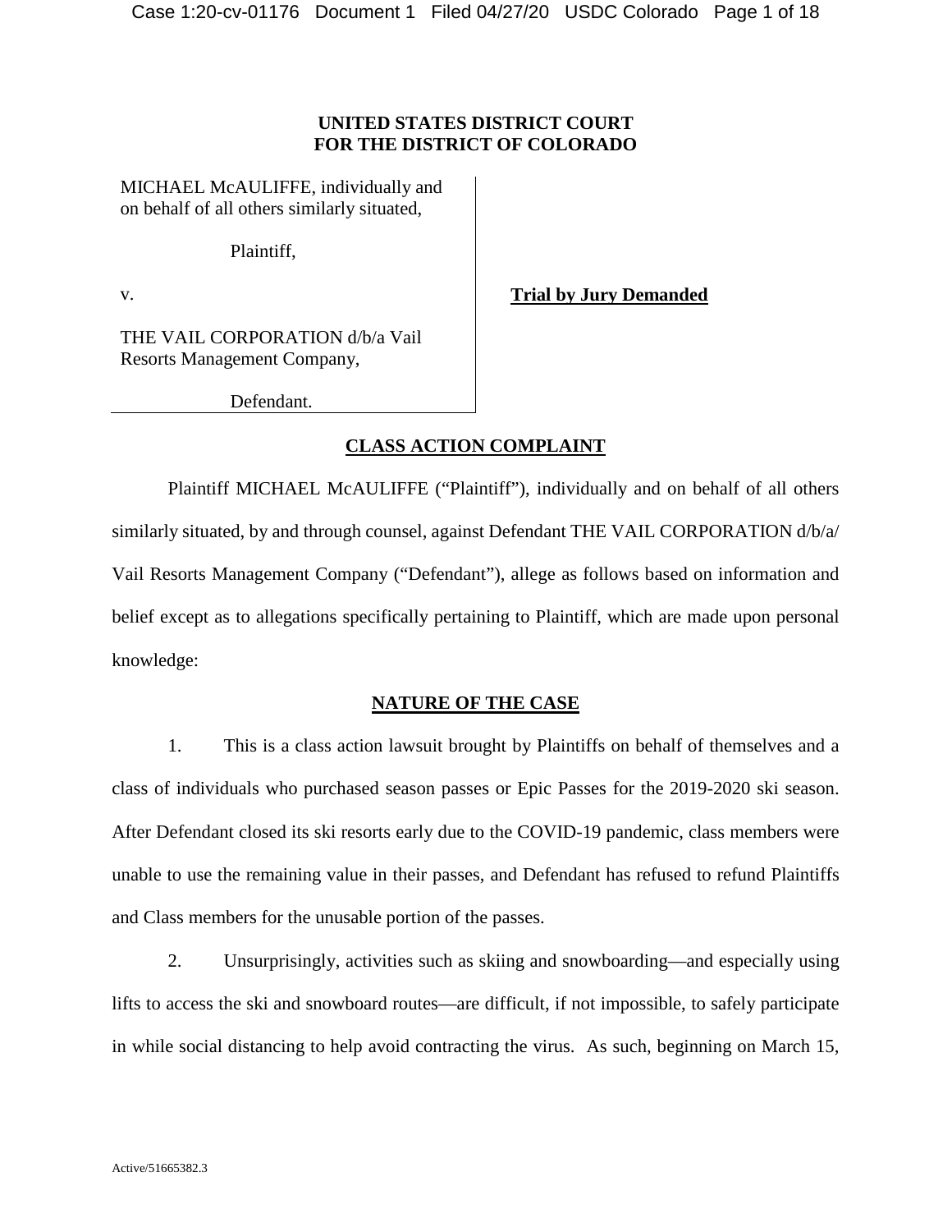**UNITED STATES DISTRICT COURT**
**FOR THE DISTRICT OF COLORADO**

MICHAEL McAULIFFE, individually and on behalf of all others similarly situated,

Plaintiff,

v.

THE VAIL CORPORATION d/b/a Vail Resorts Management Company,

Defendant.

**Trial by Jury Demanded**

## CLASS ACTION COMPLAINT

Plaintiff MICHAEL McAULIFFE ("Plaintiff"), individually and on behalf of all others similarly situated, by and through counsel, against Defendant THE VAIL CORPORATION d/b/a/ Vail Resorts Management Company ("Defendant"), allege as follows based on information and belief except as to allegations specifically pertaining to Plaintiff, which are made upon personal knowledge:

## NATURE OF THE CASE

1. This is a class action lawsuit brought by Plaintiffs on behalf of themselves and a class of individuals who purchased season passes or Epic Passes for the 2019-2020 ski season. After Defendant closed its ski resorts early due to the COVID-19 pandemic, class members were unable to use the remaining value in their passes, and Defendant has refused to refund Plaintiffs and Class members for the unusable portion of the passes.

2. Unsurprisingly, activities such as skiing and snowboarding—and especially using lifts to access the ski and snowboard routes—are difficult, if not impossible, to safely participate in while social distancing to help avoid contracting the virus. As such, beginning on March 15,

Active/51665382.3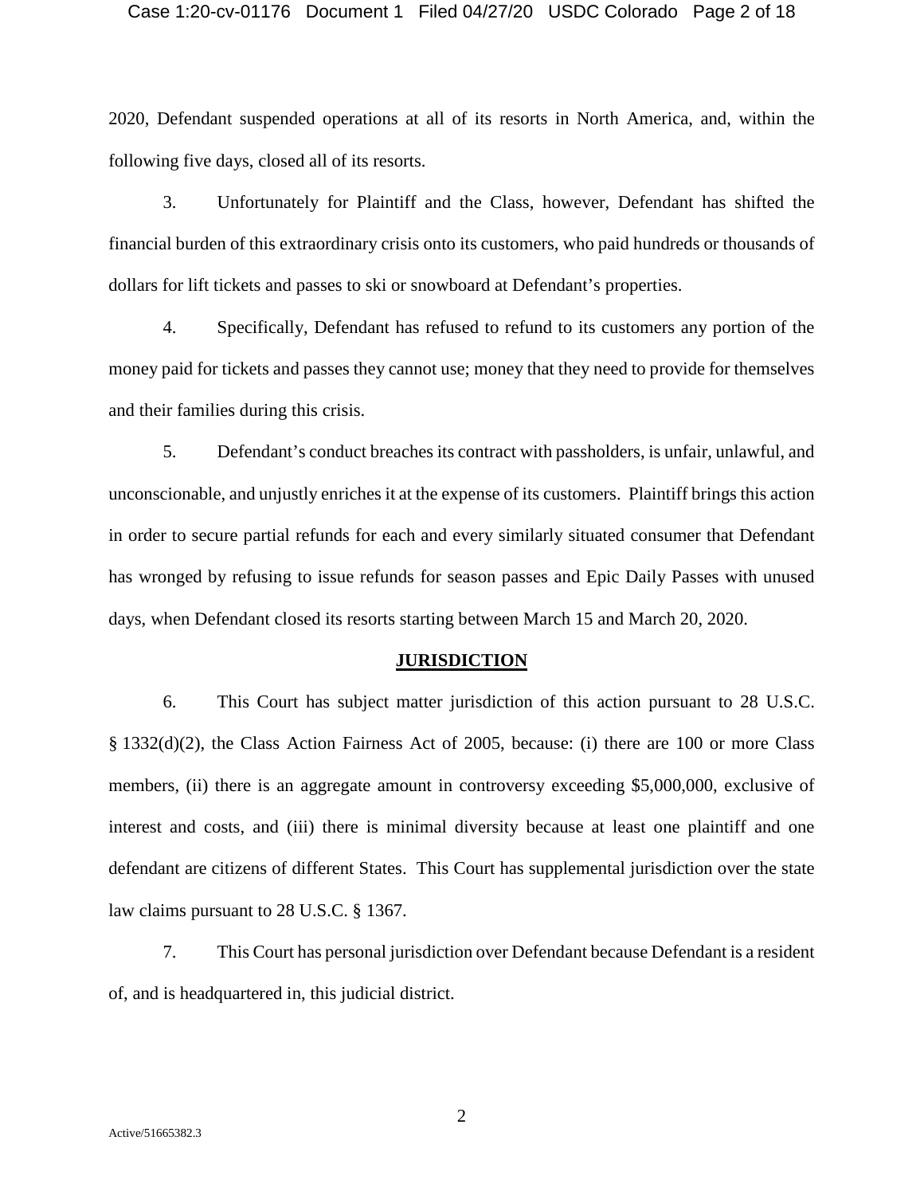2020, Defendant suspended operations at all of its resorts in North America, and, within the following five days, closed all of its resorts.

3. Unfortunately for Plaintiff and the Class, however, Defendant has shifted the financial burden of this extraordinary crisis onto its customers, who paid hundreds or thousands of dollars for lift tickets and passes to ski or snowboard at Defendant's properties.

4. Specifically, Defendant has refused to refund to its customers any portion of the money paid for tickets and passes they cannot use; money that they need to provide for themselves and their families during this crisis.

5. Defendant's conduct breaches its contract with passholders, is unfair, unlawful, and unconscionable, and unjustly enriches it at the expense of its customers. Plaintiff brings this action in order to secure partial refunds for each and every similarly situated consumer that Defendant has wronged by refusing to issue refunds for season passes and Epic Daily Passes with unused days, when Defendant closed its resorts starting between March 15 and March 20, 2020.

## JURISDICTION

6. This Court has subject matter jurisdiction of this action pursuant to 28 U.S.C. § 1332(d)(2), the Class Action Fairness Act of 2005, because: (i) there are 100 or more Class members, (ii) there is an aggregate amount in controversy exceeding $5,000,000, exclusive of interest and costs, and (iii) there is minimal diversity because at least one plaintiff and one defendant are citizens of different States. This Court has supplemental jurisdiction over the state law claims pursuant to 28 U.S.C. § 1367.

7. This Court has personal jurisdiction over Defendant because Defendant is a resident of, and is headquartered in, this judicial district.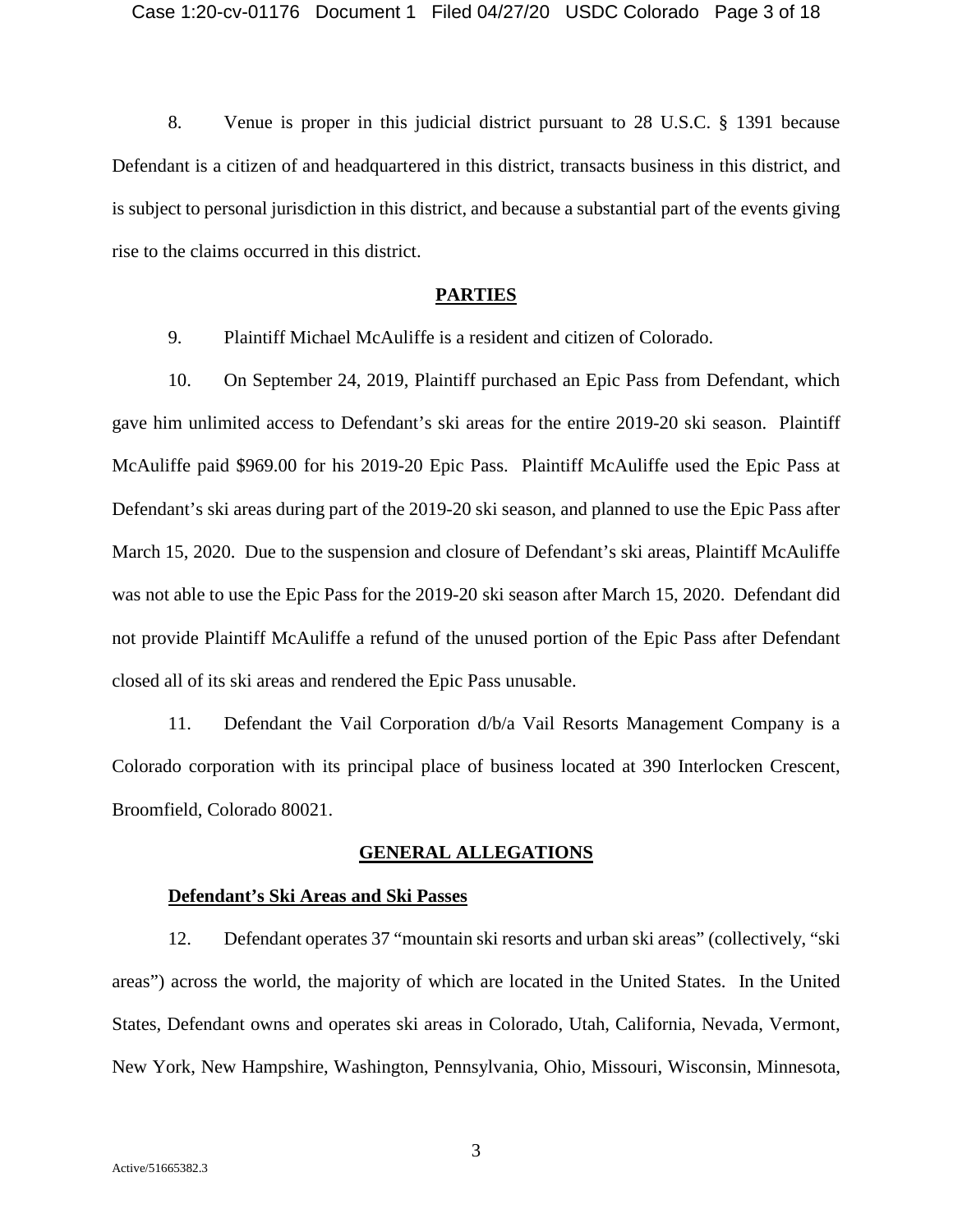8. Venue is proper in this judicial district pursuant to 28 U.S.C. § 1391 because Defendant is a citizen of and headquartered in this district, transacts business in this district, and is subject to personal jurisdiction in this district, and because a substantial part of the events giving rise to the claims occurred in this district.

## PARTIES

9. Plaintiff Michael McAuliffe is a resident and citizen of Colorado.

10. On September 24, 2019, Plaintiff purchased an Epic Pass from Defendant, which gave him unlimited access to Defendant's ski areas for the entire 2019-20 ski season. Plaintiff McAuliffe paid $969.00 for his 2019-20 Epic Pass. Plaintiff McAuliffe used the Epic Pass at Defendant's ski areas during part of the 2019-20 ski season, and planned to use the Epic Pass after March 15, 2020. Due to the suspension and closure of Defendant's ski areas, Plaintiff McAuliffe was not able to use the Epic Pass for the 2019-20 ski season after March 15, 2020. Defendant did not provide Plaintiff McAuliffe a refund of the unused portion of the Epic Pass after Defendant closed all of its ski areas and rendered the Epic Pass unusable.

11. Defendant the Vail Corporation d/b/a Vail Resorts Management Company is a Colorado corporation with its principal place of business located at 390 Interlocken Crescent, Broomfield, Colorado 80021.

## GENERAL ALLEGATIONS

### Defendant's Ski Areas and Ski Passes

12. Defendant operates 37 "mountain ski resorts and urban ski areas" (collectively, "ski areas") across the world, the majority of which are located in the United States. In the United States, Defendant owns and operates ski areas in Colorado, Utah, California, Nevada, Vermont, New York, New Hampshire, Washington, Pennsylvania, Ohio, Missouri, Wisconsin, Minnesota,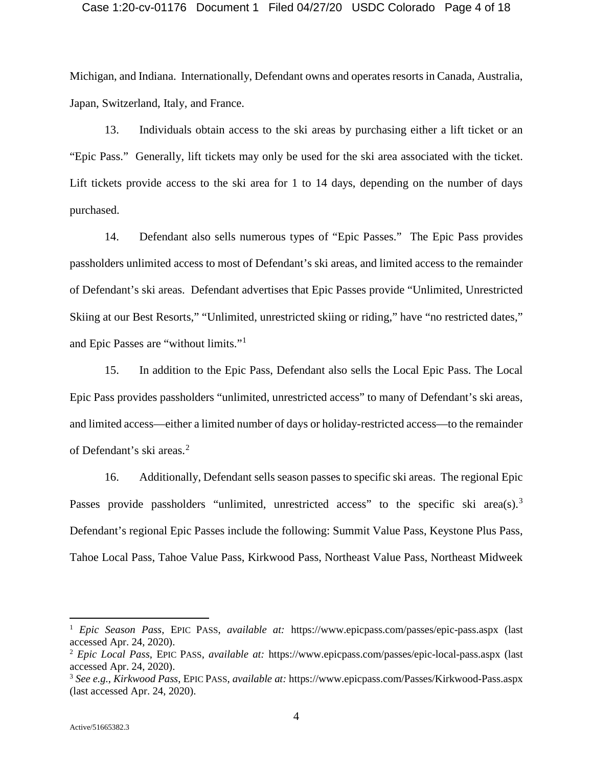Michigan, and Indiana. Internationally, Defendant owns and operates resorts in Canada, Australia, Japan, Switzerland, Italy, and France.

13. Individuals obtain access to the ski areas by purchasing either a lift ticket or an "Epic Pass." Generally, lift tickets may only be used for the ski area associated with the ticket. Lift tickets provide access to the ski area for 1 to 14 days, depending on the number of days purchased.

14. Defendant also sells numerous types of "Epic Passes." The Epic Pass provides passholders unlimited access to most of Defendant's ski areas, and limited access to the remainder of Defendant's ski areas. Defendant advertises that Epic Passes provide "Unlimited, Unrestricted Skiing at our Best Resorts," "Unlimited, unrestricted skiing or riding," have "no restricted dates," and Epic Passes are "without limits."[1]

15. In addition to the Epic Pass, Defendant also sells the Local Epic Pass. The Local Epic Pass provides passholders "unlimited, unrestricted access" to many of Defendant's ski areas, and limited access—either a limited number of days or holiday-restricted access—to the remainder of Defendant's ski areas.[2]

16. Additionally, Defendant sells season passes to specific ski areas. The regional Epic Passes provide passholders "unlimited, unrestricted access" to the specific ski area(s).[3] Defendant's regional Epic Passes include the following: Summit Value Pass, Keystone Plus Pass, Tahoe Local Pass, Tahoe Value Pass, Kirkwood Pass, Northeast Value Pass, Northeast Midweek

---

[1] *Epic Season Pass*, EPIC PASS, *available at:* https://www.epicpass.com/passes/epic-pass.aspx (last accessed Apr. 24, 2020).

[2] *Epic Local Pass*, EPIC PASS, *available at:* https://www.epicpass.com/passes/epic-local-pass.aspx (last accessed Apr. 24, 2020).

[3] *See e.g.*, *Kirkwood Pass*, EPIC PASS, *available at:* https://www.epicpass.com/Passes/Kirkwood-Pass.aspx (last accessed Apr. 24, 2020).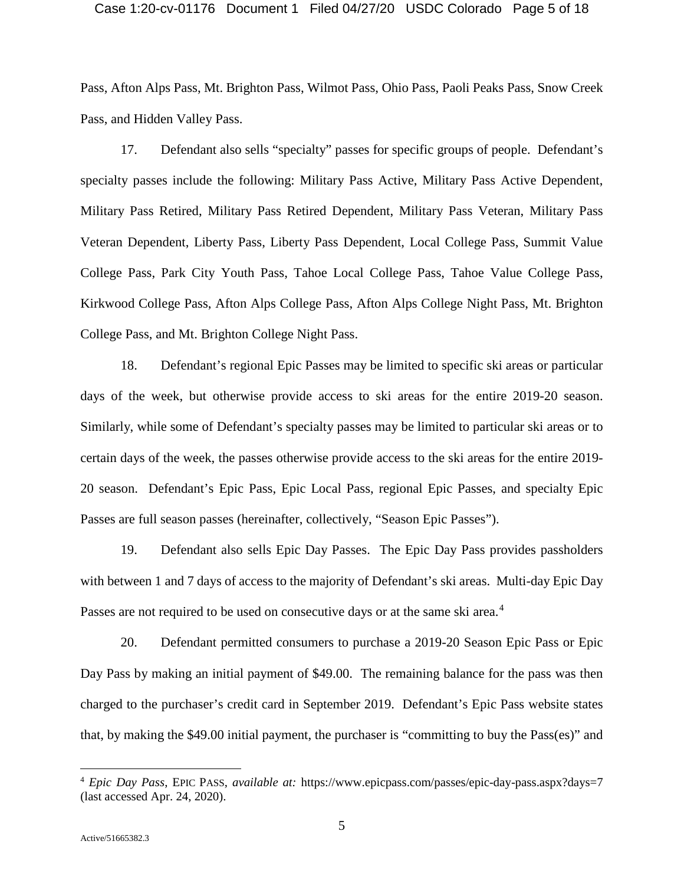Pass, Afton Alps Pass, Mt. Brighton Pass, Wilmot Pass, Ohio Pass, Paoli Peaks Pass, Snow Creek Pass, and Hidden Valley Pass.

17. Defendant also sells "specialty" passes for specific groups of people. Defendant's specialty passes include the following: Military Pass Active, Military Pass Active Dependent, Military Pass Retired, Military Pass Retired Dependent, Military Pass Veteran, Military Pass Veteran Dependent, Liberty Pass, Liberty Pass Dependent, Local College Pass, Summit Value College Pass, Park City Youth Pass, Tahoe Local College Pass, Tahoe Value College Pass, Kirkwood College Pass, Afton Alps College Pass, Afton Alps College Night Pass, Mt. Brighton College Pass, and Mt. Brighton College Night Pass.

18. Defendant's regional Epic Passes may be limited to specific ski areas or particular days of the week, but otherwise provide access to ski areas for the entire 2019-20 season. Similarly, while some of Defendant's specialty passes may be limited to particular ski areas or to certain days of the week, the passes otherwise provide access to the ski areas for the entire 2019-20 season. Defendant's Epic Pass, Epic Local Pass, regional Epic Passes, and specialty Epic Passes are full season passes (hereinafter, collectively, "Season Epic Passes").

19. Defendant also sells Epic Day Passes. The Epic Day Pass provides passholders with between 1 and 7 days of access to the majority of Defendant's ski areas. Multi-day Epic Day Passes are not required to be used on consecutive days or at the same ski area.[4]

20. Defendant permitted consumers to purchase a 2019-20 Season Epic Pass or Epic Day Pass by making an initial payment of $49.00. The remaining balance for the pass was then charged to the purchaser's credit card in September 2019. Defendant's Epic Pass website states that, by making the $49.00 initial payment, the purchaser is "committing to buy the Pass(es)" and

---

[4] *Epic Day Pass*, EPIC PASS, *available at:* https://www.epicpass.com/passes/epic-day-pass.aspx?days=7 (last accessed Apr. 24, 2020).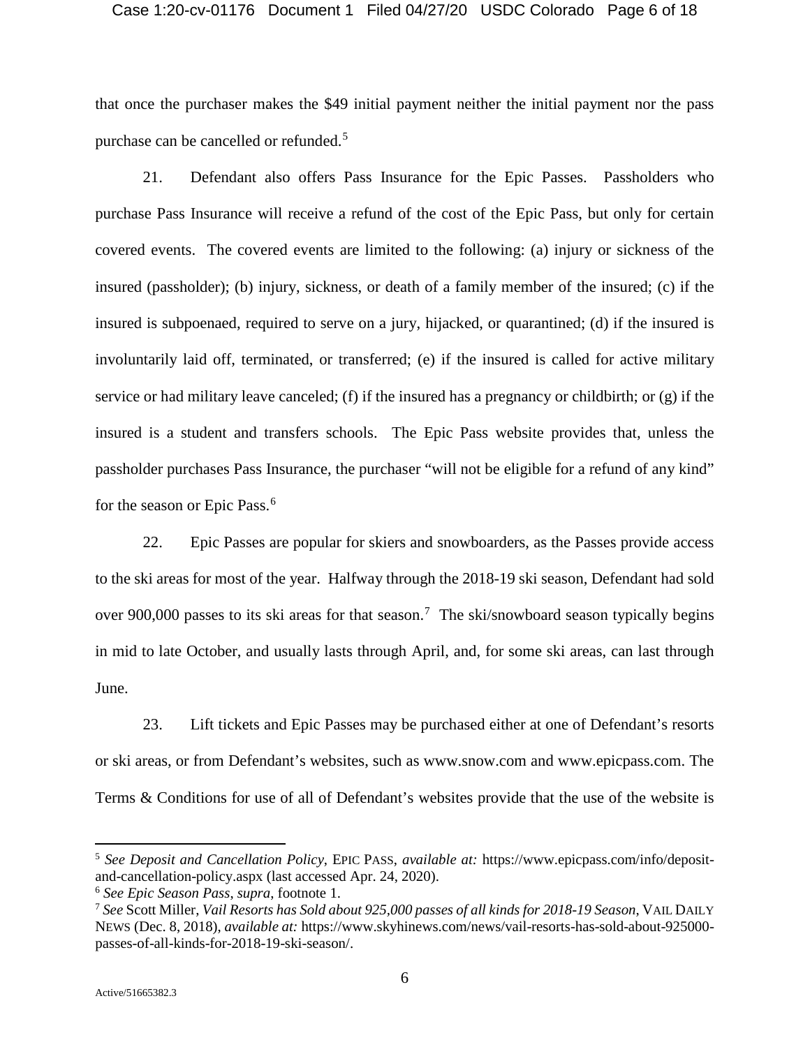that once the purchaser makes the $49 initial payment neither the initial payment nor the pass purchase can be cancelled or refunded.[5]

21. Defendant also offers Pass Insurance for the Epic Passes. Passholders who purchase Pass Insurance will receive a refund of the cost of the Epic Pass, but only for certain covered events. The covered events are limited to the following: (a) injury or sickness of the insured (passholder); (b) injury, sickness, or death of a family member of the insured; (c) if the insured is subpoenaed, required to serve on a jury, hijacked, or quarantined; (d) if the insured is involuntarily laid off, terminated, or transferred; (e) if the insured is called for active military service or had military leave canceled; (f) if the insured has a pregnancy or childbirth; or (g) if the insured is a student and transfers schools. The Epic Pass website provides that, unless the passholder purchases Pass Insurance, the purchaser "will not be eligible for a refund of any kind" for the season or Epic Pass.[6]

22. Epic Passes are popular for skiers and snowboarders, as the Passes provide access to the ski areas for most of the year. Halfway through the 2018-19 ski season, Defendant had sold over 900,000 passes to its ski areas for that season.[7] The ski/snowboard season typically begins in mid to late October, and usually lasts through April, and, for some ski areas, can last through June.

23. Lift tickets and Epic Passes may be purchased either at one of Defendant's resorts or ski areas, or from Defendant's websites, such as www.snow.com and www.epicpass.com. The Terms & Conditions for use of all of Defendant's websites provide that the use of the website is

---

[5] *See Deposit and Cancellation Policy*, EPIC PASS, *available at:* https://www.epicpass.com/info/deposit-and-cancellation-policy.aspx (last accessed Apr. 24, 2020).

[6] *See Epic Season Pass*, *supra*, footnote 1.

[7] *See* Scott Miller, *Vail Resorts has Sold about 925,000 passes of all kinds for 2018-19 Season*, VAIL DAILY NEWS (Dec. 8, 2018), *available at:* https://www.skyhinews.com/news/vail-resorts-has-sold-about-925000-passes-of-all-kinds-for-2018-19-ski-season/.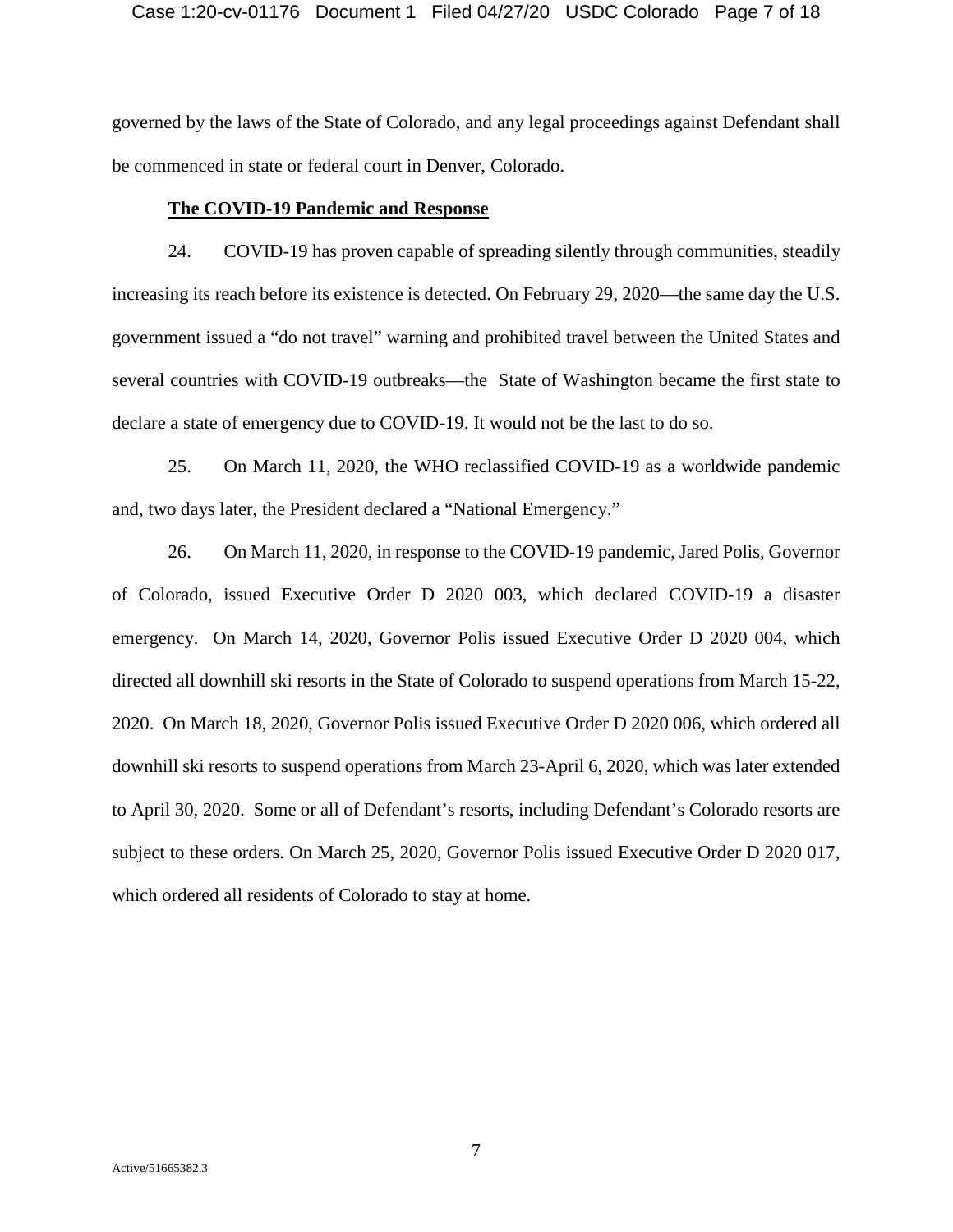governed by the laws of the State of Colorado, and any legal proceedings against Defendant shall be commenced in state or federal court in Denver, Colorado.

**The COVID-19 Pandemic and Response**

24. COVID-19 has proven capable of spreading silently through communities, steadily increasing its reach before its existence is detected. On February 29, 2020—the same day the U.S. government issued a "do not travel" warning and prohibited travel between the United States and several countries with COVID-19 outbreaks—the State of Washington became the first state to declare a state of emergency due to COVID-19. It would not be the last to do so.

25. On March 11, 2020, the WHO reclassified COVID-19 as a worldwide pandemic and, two days later, the President declared a "National Emergency."

26. On March 11, 2020, in response to the COVID-19 pandemic, Jared Polis, Governor of Colorado, issued Executive Order D 2020 003, which declared COVID-19 a disaster emergency. On March 14, 2020, Governor Polis issued Executive Order D 2020 004, which directed all downhill ski resorts in the State of Colorado to suspend operations from March 15-22, 2020. On March 18, 2020, Governor Polis issued Executive Order D 2020 006, which ordered all downhill ski resorts to suspend operations from March 23-April 6, 2020, which was later extended to April 30, 2020. Some or all of Defendant's resorts, including Defendant's Colorado resorts are subject to these orders. On March 25, 2020, Governor Polis issued Executive Order D 2020 017, which ordered all residents of Colorado to stay at home.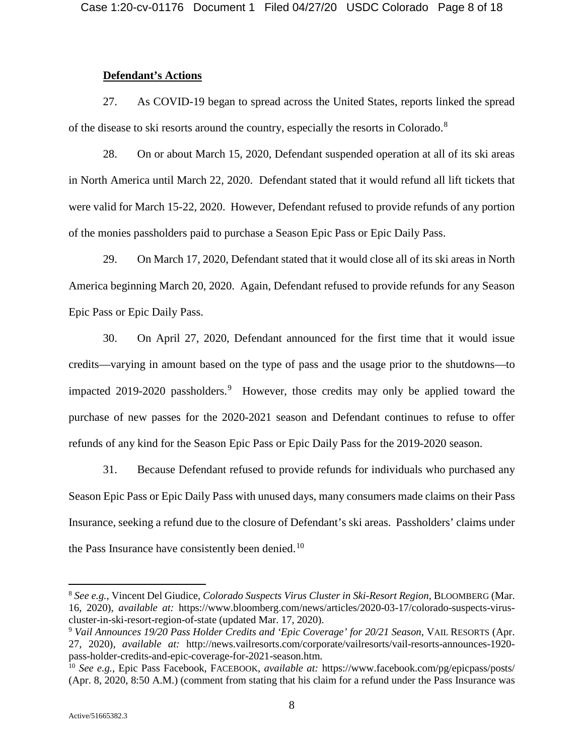**Defendant's Actions**

27. As COVID-19 began to spread across the United States, reports linked the spread of the disease to ski resorts around the country, especially the resorts in Colorado.[8]

28. On or about March 15, 2020, Defendant suspended operation at all of its ski areas in North America until March 22, 2020. Defendant stated that it would refund all lift tickets that were valid for March 15-22, 2020. However, Defendant refused to provide refunds of any portion of the monies passholders paid to purchase a Season Epic Pass or Epic Daily Pass.

29. On March 17, 2020, Defendant stated that it would close all of its ski areas in North America beginning March 20, 2020. Again, Defendant refused to provide refunds for any Season Epic Pass or Epic Daily Pass.

30. On April 27, 2020, Defendant announced for the first time that it would issue credits—varying in amount based on the type of pass and the usage prior to the shutdowns—to impacted 2019-2020 passholders.[9] However, those credits may only be applied toward the purchase of new passes for the 2020-2021 season and Defendant continues to refuse to offer refunds of any kind for the Season Epic Pass or Epic Daily Pass for the 2019-2020 season.

31. Because Defendant refused to provide refunds for individuals who purchased any Season Epic Pass or Epic Daily Pass with unused days, many consumers made claims on their Pass Insurance, seeking a refund due to the closure of Defendant's ski areas. Passholders' claims under the Pass Insurance have consistently been denied.[10]

---

[8] *See e.g.*, Vincent Del Giudice, *Colorado Suspects Virus Cluster in Ski-Resort Region*, BLOOMBERG (Mar. 16, 2020), *available at:* https://www.bloomberg.com/news/articles/2020-03-17/colorado-suspects-virus-cluster-in-ski-resort-region-of-state (updated Mar. 17, 2020).

[9] *Vail Announces 19/20 Pass Holder Credits and 'Epic Coverage' for 20/21 Season*, VAIL RESORTS (Apr. 27, 2020), *available at:* http://news.vailresorts.com/corporate/vailresorts/vail-resorts-announces-1920-pass-holder-credits-and-epic-coverage-for-2021-season.htm.

[10] *See e.g.*, Epic Pass Facebook, FACEBOOK, *available at:* https://www.facebook.com/pg/epicpass/posts/ (Apr. 8, 2020, 8:50 A.M.) (comment from stating that his claim for a refund under the Pass Insurance was

Active/51665382.3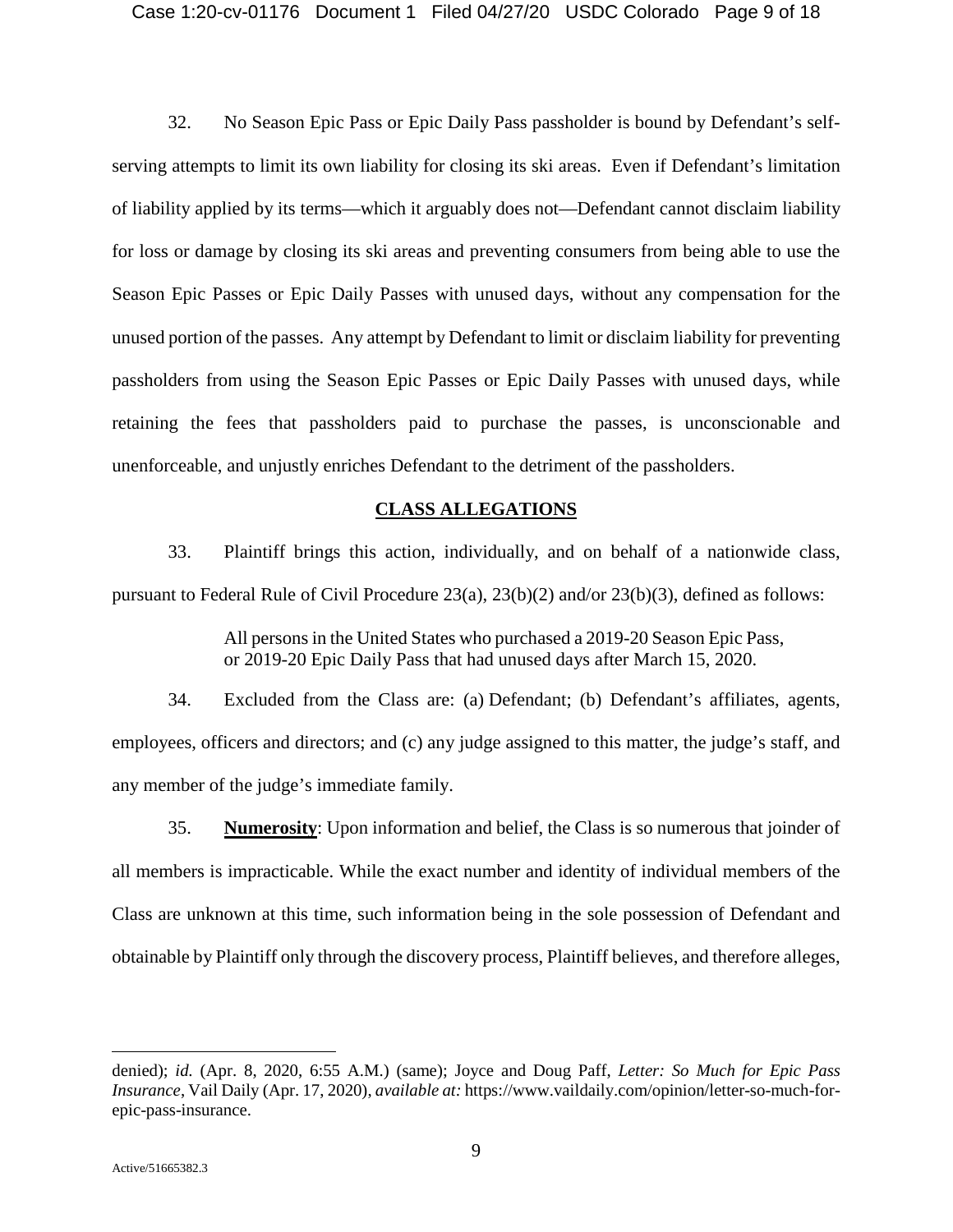32. No Season Epic Pass or Epic Daily Pass passholder is bound by Defendant's self-serving attempts to limit its own liability for closing its ski areas. Even if Defendant's limitation of liability applied by its terms—which it arguably does not—Defendant cannot disclaim liability for loss or damage by closing its ski areas and preventing consumers from being able to use the Season Epic Passes or Epic Daily Passes with unused days, without any compensation for the unused portion of the passes. Any attempt by Defendant to limit or disclaim liability for preventing passholders from using the Season Epic Passes or Epic Daily Passes with unused days, while retaining the fees that passholders paid to purchase the passes, is unconscionable and unenforceable, and unjustly enriches Defendant to the detriment of the passholders.

## CLASS ALLEGATIONS

33. Plaintiff brings this action, individually, and on behalf of a nationwide class, pursuant to Federal Rule of Civil Procedure 23(a), 23(b)(2) and/or 23(b)(3), defined as follows:

> All persons in the United States who purchased a 2019-20 Season Epic Pass, or 2019-20 Epic Daily Pass that had unused days after March 15, 2020.

34. Excluded from the Class are: (a) Defendant; (b) Defendant's affiliates, agents, employees, officers and directors; and (c) any judge assigned to this matter, the judge's staff, and any member of the judge's immediate family.

35. **Numerosity**: Upon information and belief, the Class is so numerous that joinder of all members is impracticable. While the exact number and identity of individual members of the Class are unknown at this time, such information being in the sole possession of Defendant and obtainable by Plaintiff only through the discovery process, Plaintiff believes, and therefore alleges,

---

denied); *id.* (Apr. 8, 2020, 6:55 A.M.) (same); Joyce and Doug Paff, *Letter: So Much for Epic Pass Insurance*, Vail Daily (Apr. 17, 2020), *available at:* https://www.vaildaily.com/opinion/letter-so-much-for-epic-pass-insurance.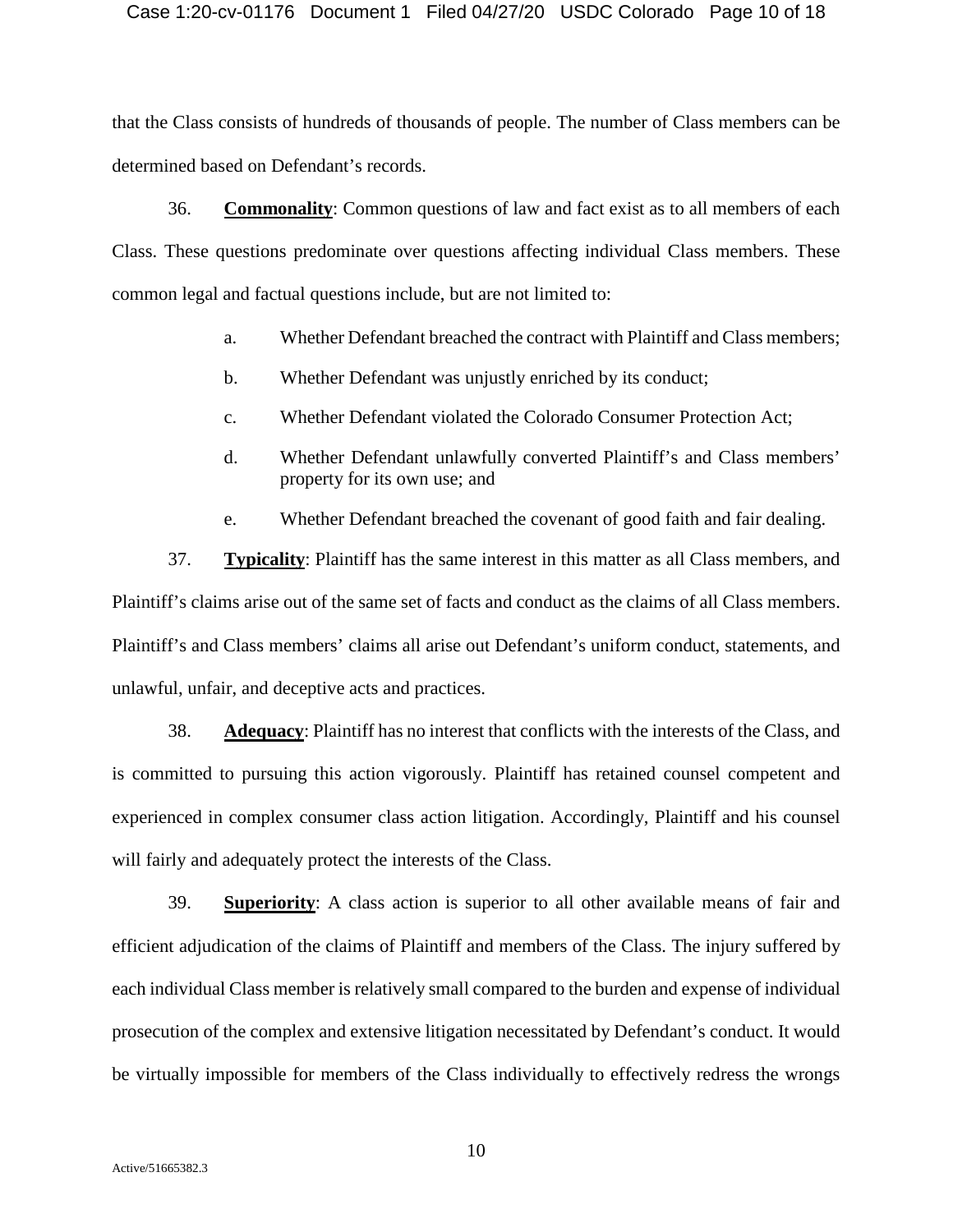that the Class consists of hundreds of thousands of people. The number of Class members can be determined based on Defendant's records.

36. **Commonality**: Common questions of law and fact exist as to all members of each Class. These questions predominate over questions affecting individual Class members. These common legal and factual questions include, but are not limited to:

a. Whether Defendant breached the contract with Plaintiff and Class members;

b. Whether Defendant was unjustly enriched by its conduct;

c. Whether Defendant violated the Colorado Consumer Protection Act;

d. Whether Defendant unlawfully converted Plaintiff's and Class members' property for its own use; and

e. Whether Defendant breached the covenant of good faith and fair dealing.

37. **Typicality**: Plaintiff has the same interest in this matter as all Class members, and Plaintiff's claims arise out of the same set of facts and conduct as the claims of all Class members. Plaintiff's and Class members' claims all arise out Defendant's uniform conduct, statements, and unlawful, unfair, and deceptive acts and practices.

38. **Adequacy**: Plaintiff has no interest that conflicts with the interests of the Class, and is committed to pursuing this action vigorously. Plaintiff has retained counsel competent and experienced in complex consumer class action litigation. Accordingly, Plaintiff and his counsel will fairly and adequately protect the interests of the Class.

39. **Superiority**: A class action is superior to all other available means of fair and efficient adjudication of the claims of Plaintiff and members of the Class. The injury suffered by each individual Class member is relatively small compared to the burden and expense of individual prosecution of the complex and extensive litigation necessitated by Defendant's conduct. It would be virtually impossible for members of the Class individually to effectively redress the wrongs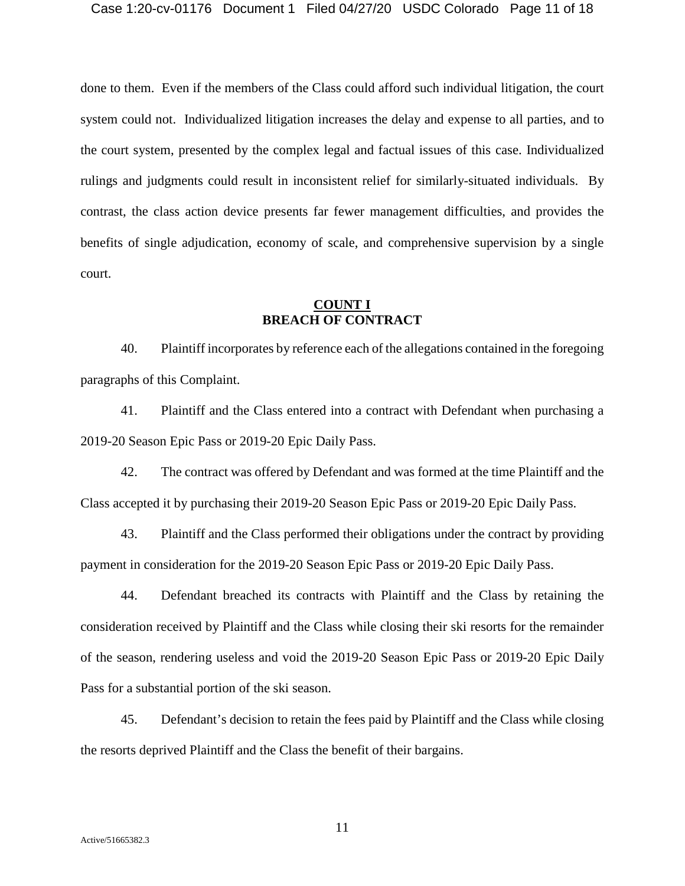done to them. Even if the members of the Class could afford such individual litigation, the court system could not. Individualized litigation increases the delay and expense to all parties, and to the court system, presented by the complex legal and factual issues of this case. Individualized rulings and judgments could result in inconsistent relief for similarly-situated individuals. By contrast, the class action device presents far fewer management difficulties, and provides the benefits of single adjudication, economy of scale, and comprehensive supervision by a single court.

## COUNT I
## BREACH OF CONTRACT

40. Plaintiff incorporates by reference each of the allegations contained in the foregoing paragraphs of this Complaint.

41. Plaintiff and the Class entered into a contract with Defendant when purchasing a 2019-20 Season Epic Pass or 2019-20 Epic Daily Pass.

42. The contract was offered by Defendant and was formed at the time Plaintiff and the Class accepted it by purchasing their 2019-20 Season Epic Pass or 2019-20 Epic Daily Pass.

43. Plaintiff and the Class performed their obligations under the contract by providing payment in consideration for the 2019-20 Season Epic Pass or 2019-20 Epic Daily Pass.

44. Defendant breached its contracts with Plaintiff and the Class by retaining the consideration received by Plaintiff and the Class while closing their ski resorts for the remainder of the season, rendering useless and void the 2019-20 Season Epic Pass or 2019-20 Epic Daily Pass for a substantial portion of the ski season.

45. Defendant's decision to retain the fees paid by Plaintiff and the Class while closing the resorts deprived Plaintiff and the Class the benefit of their bargains.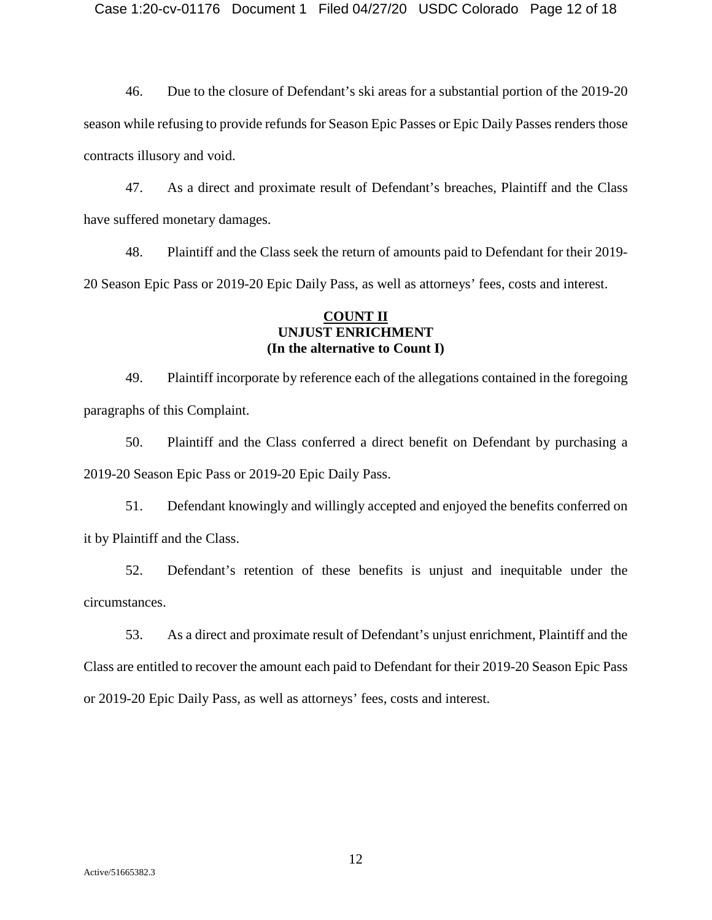46. Due to the closure of Defendant's ski areas for a substantial portion of the 2019-20 season while refusing to provide refunds for Season Epic Passes or Epic Daily Passes renders those contracts illusory and void.

47. As a direct and proximate result of Defendant's breaches, Plaintiff and the Class have suffered monetary damages.

48. Plaintiff and the Class seek the return of amounts paid to Defendant for their 2019-20 Season Epic Pass or 2019-20 Epic Daily Pass, as well as attorneys' fees, costs and interest.

**COUNT II**
**UNJUST ENRICHMENT**
**(In the alternative to Count I)**

49. Plaintiff incorporate by reference each of the allegations contained in the foregoing paragraphs of this Complaint.

50. Plaintiff and the Class conferred a direct benefit on Defendant by purchasing a 2019-20 Season Epic Pass or 2019-20 Epic Daily Pass.

51. Defendant knowingly and willingly accepted and enjoyed the benefits conferred on it by Plaintiff and the Class.

52. Defendant's retention of these benefits is unjust and inequitable under the circumstances.

53. As a direct and proximate result of Defendant's unjust enrichment, Plaintiff and the Class are entitled to recover the amount each paid to Defendant for their 2019-20 Season Epic Pass or 2019-20 Epic Daily Pass, as well as attorneys' fees, costs and interest.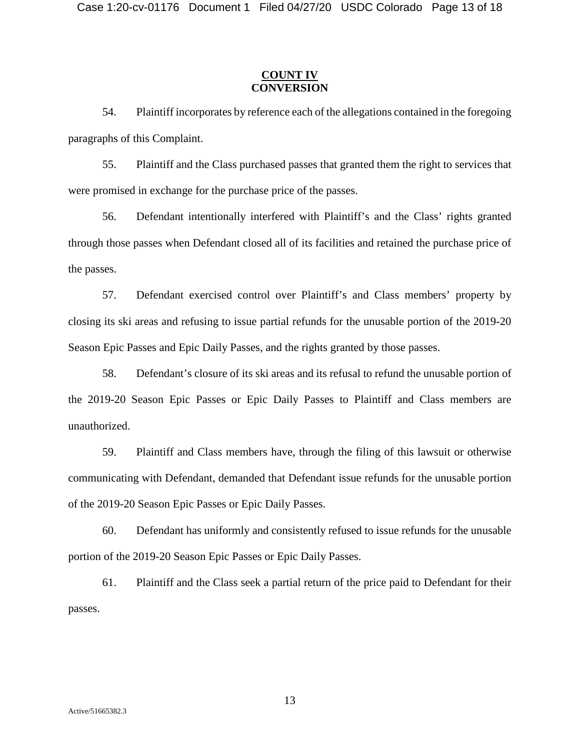## COUNT IV
## CONVERSION

54. Plaintiff incorporates by reference each of the allegations contained in the foregoing paragraphs of this Complaint.

55. Plaintiff and the Class purchased passes that granted them the right to services that were promised in exchange for the purchase price of the passes.

56. Defendant intentionally interfered with Plaintiff's and the Class' rights granted through those passes when Defendant closed all of its facilities and retained the purchase price of the passes.

57. Defendant exercised control over Plaintiff's and Class members' property by closing its ski areas and refusing to issue partial refunds for the unusable portion of the 2019-20 Season Epic Passes and Epic Daily Passes, and the rights granted by those passes.

58. Defendant's closure of its ski areas and its refusal to refund the unusable portion of the 2019-20 Season Epic Passes or Epic Daily Passes to Plaintiff and Class members are unauthorized.

59. Plaintiff and Class members have, through the filing of this lawsuit or otherwise communicating with Defendant, demanded that Defendant issue refunds for the unusable portion of the 2019-20 Season Epic Passes or Epic Daily Passes.

60. Defendant has uniformly and consistently refused to issue refunds for the unusable portion of the 2019-20 Season Epic Passes or Epic Daily Passes.

61. Plaintiff and the Class seek a partial return of the price paid to Defendant for their passes.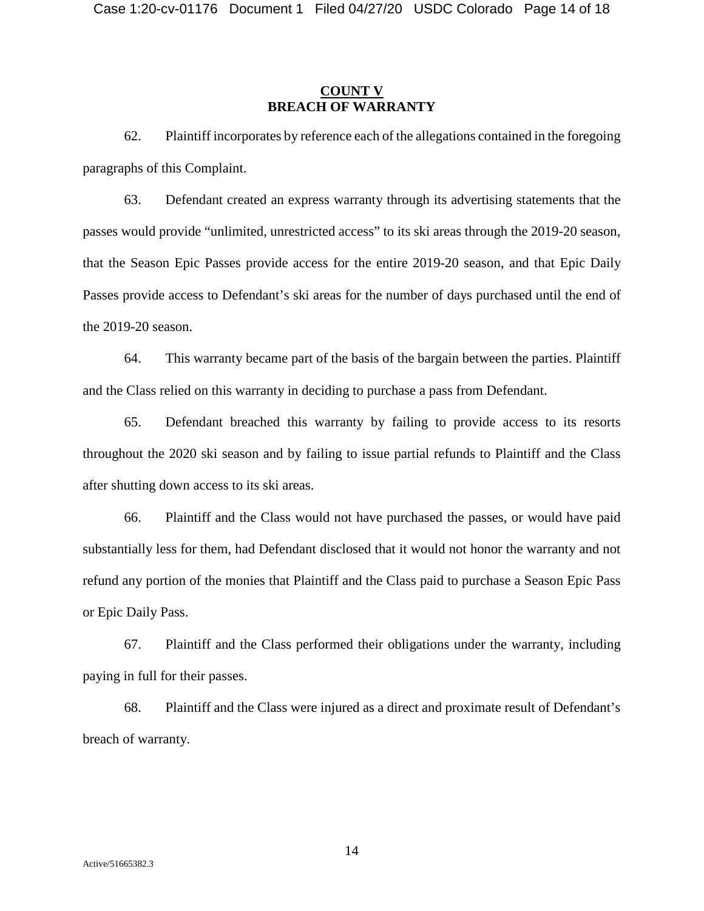## COUNT V
## BREACH OF WARRANTY

62. Plaintiff incorporates by reference each of the allegations contained in the foregoing paragraphs of this Complaint.

63. Defendant created an express warranty through its advertising statements that the passes would provide "unlimited, unrestricted access" to its ski areas through the 2019-20 season, that the Season Epic Passes provide access for the entire 2019-20 season, and that Epic Daily Passes provide access to Defendant's ski areas for the number of days purchased until the end of the 2019-20 season.

64. This warranty became part of the basis of the bargain between the parties. Plaintiff and the Class relied on this warranty in deciding to purchase a pass from Defendant.

65. Defendant breached this warranty by failing to provide access to its resorts throughout the 2020 ski season and by failing to issue partial refunds to Plaintiff and the Class after shutting down access to its ski areas.

66. Plaintiff and the Class would not have purchased the passes, or would have paid substantially less for them, had Defendant disclosed that it would not honor the warranty and not refund any portion of the monies that Plaintiff and the Class paid to purchase a Season Epic Pass or Epic Daily Pass.

67. Plaintiff and the Class performed their obligations under the warranty, including paying in full for their passes.

68. Plaintiff and the Class were injured as a direct and proximate result of Defendant's breach of warranty.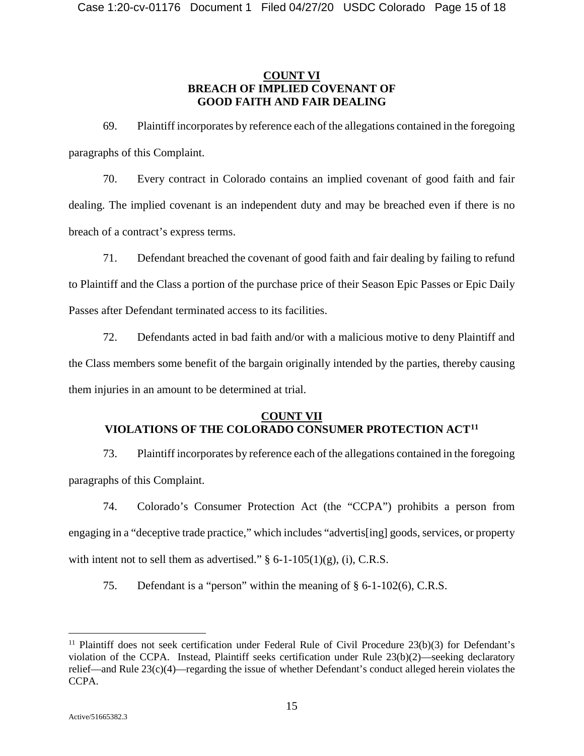## COUNT VI
## BREACH OF IMPLIED COVENANT OF GOOD FAITH AND FAIR DEALING

69. Plaintiff incorporates by reference each of the allegations contained in the foregoing paragraphs of this Complaint.

70. Every contract in Colorado contains an implied covenant of good faith and fair dealing. The implied covenant is an independent duty and may be breached even if there is no breach of a contract's express terms.

71. Defendant breached the covenant of good faith and fair dealing by failing to refund to Plaintiff and the Class a portion of the purchase price of their Season Epic Passes or Epic Daily Passes after Defendant terminated access to its facilities.

72. Defendants acted in bad faith and/or with a malicious motive to deny Plaintiff and the Class members some benefit of the bargain originally intended by the parties, thereby causing them injuries in an amount to be determined at trial.

## COUNT VII
## VIOLATIONS OF THE COLORADO CONSUMER PROTECTION ACT[11]

73. Plaintiff incorporates by reference each of the allegations contained in the foregoing paragraphs of this Complaint.

74. Colorado's Consumer Protection Act (the "CCPA") prohibits a person from engaging in a "deceptive trade practice," which includes "advertis[ing] goods, services, or property with intent not to sell them as advertised." § 6-1-105(1)(g), (i), C.R.S.

75. Defendant is a "person" within the meaning of § 6-1-102(6), C.R.S.

---

[11] Plaintiff does not seek certification under Federal Rule of Civil Procedure 23(b)(3) for Defendant's violation of the CCPA. Instead, Plaintiff seeks certification under Rule 23(b)(2)—seeking declaratory relief—and Rule 23(c)(4)—regarding the issue of whether Defendant's conduct alleged herein violates the CCPA.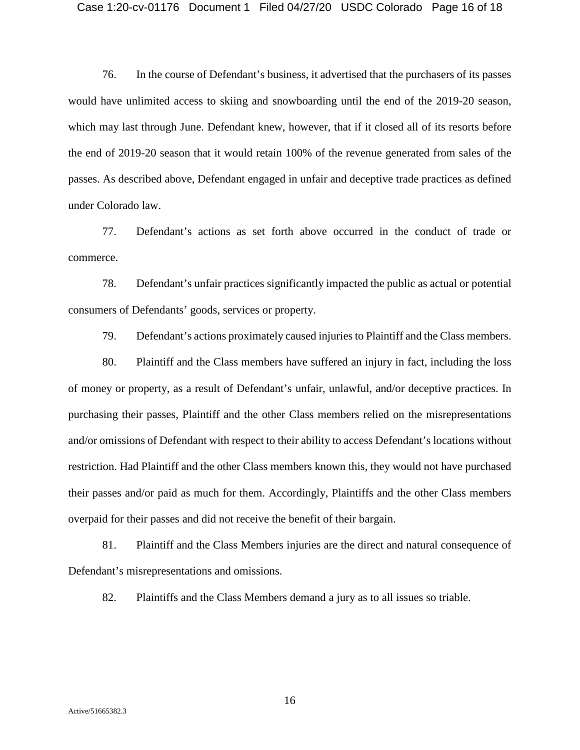76. In the course of Defendant's business, it advertised that the purchasers of its passes would have unlimited access to skiing and snowboarding until the end of the 2019-20 season, which may last through June. Defendant knew, however, that if it closed all of its resorts before the end of 2019-20 season that it would retain 100% of the revenue generated from sales of the passes. As described above, Defendant engaged in unfair and deceptive trade practices as defined under Colorado law.

77. Defendant's actions as set forth above occurred in the conduct of trade or commerce.

78. Defendant's unfair practices significantly impacted the public as actual or potential consumers of Defendants' goods, services or property.

79. Defendant's actions proximately caused injuries to Plaintiff and the Class members.

80. Plaintiff and the Class members have suffered an injury in fact, including the loss of money or property, as a result of Defendant's unfair, unlawful, and/or deceptive practices. In purchasing their passes, Plaintiff and the other Class members relied on the misrepresentations and/or omissions of Defendant with respect to their ability to access Defendant's locations without restriction. Had Plaintiff and the other Class members known this, they would not have purchased their passes and/or paid as much for them. Accordingly, Plaintiffs and the other Class members overpaid for their passes and did not receive the benefit of their bargain.

81. Plaintiff and the Class Members injuries are the direct and natural consequence of Defendant's misrepresentations and omissions.

82. Plaintiffs and the Class Members demand a jury as to all issues so triable.

Active/51665382.3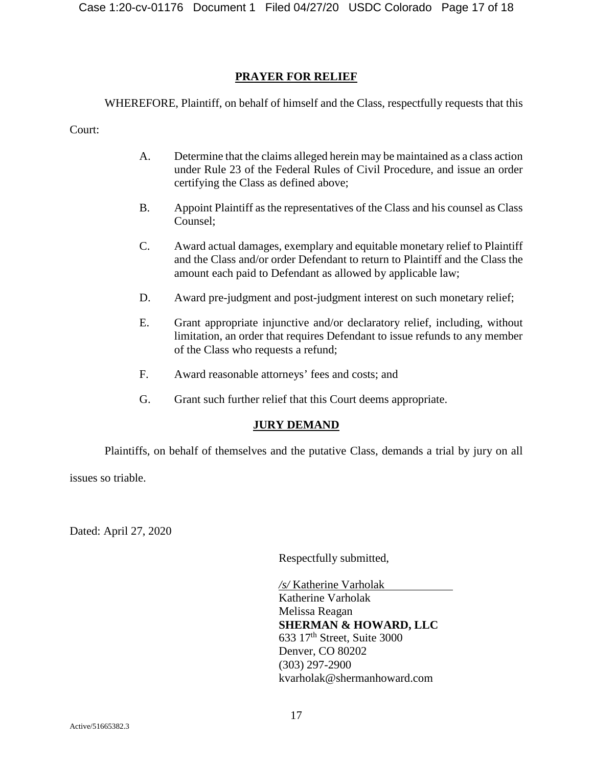## PRAYER FOR RELIEF

WHEREFORE, Plaintiff, on behalf of himself and the Class, respectfully requests that this Court:

A. Determine that the claims alleged herein may be maintained as a class action under Rule 23 of the Federal Rules of Civil Procedure, and issue an order certifying the Class as defined above;

B. Appoint Plaintiff as the representatives of the Class and his counsel as Class Counsel;

C. Award actual damages, exemplary and equitable monetary relief to Plaintiff and the Class and/or order Defendant to return to Plaintiff and the Class the amount each paid to Defendant as allowed by applicable law;

D. Award pre-judgment and post-judgment interest on such monetary relief;

E. Grant appropriate injunctive and/or declaratory relief, including, without limitation, an order that requires Defendant to issue refunds to any member of the Class who requests a refund;

F. Award reasonable attorneys' fees and costs; and

G. Grant such further relief that this Court deems appropriate.

## JURY DEMAND

Plaintiffs, on behalf of themselves and the putative Class, demands a trial by jury on all issues so triable.

Dated: April 27, 2020

Respectfully submitted,

*/s/* Katherine Varholak
Katherine Varholak
Melissa Reagan
**SHERMAN & HOWARD, LLC**
633 17th Street, Suite 3000
Denver, CO 80202
(303) 297-2900
kvarholak@shermanhoward.com

Active/51665382.3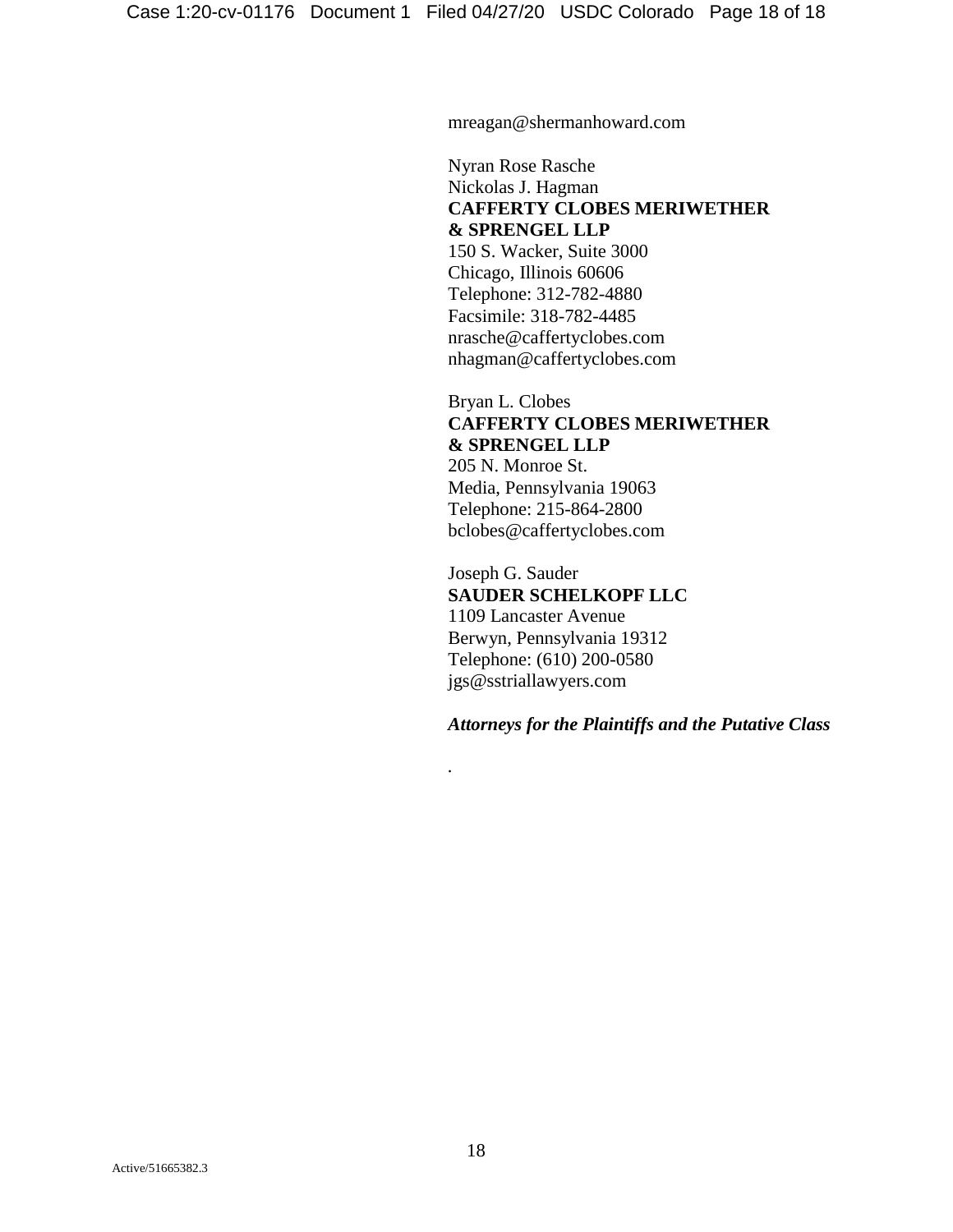mreagan@shermanhoward.com

Nyran Rose Rasche
Nickolas J. Hagman
**CAFFERTY CLOBES MERIWETHER & SPRENGEL LLP**
150 S. Wacker, Suite 3000
Chicago, Illinois 60606
Telephone: 312-782-4880
Facsimile: 318-782-4485
nrasche@caffertyclobes.com
nhagman@caffertyclobes.com

Bryan L. Clobes
**CAFFERTY CLOBES MERIWETHER & SPRENGEL LLP**
205 N. Monroe St.
Media, Pennsylvania 19063
Telephone: 215-864-2800
bclobes@caffertyclobes.com

Joseph G. Sauder
**SAUDER SCHELKOPF LLC**
1109 Lancaster Avenue
Berwyn, Pennsylvania 19312
Telephone: (610) 200-0580
jgs@sstriallawyers.com

***Attorneys for the Plaintiffs and the Putative Class***

.

Active/51665382.3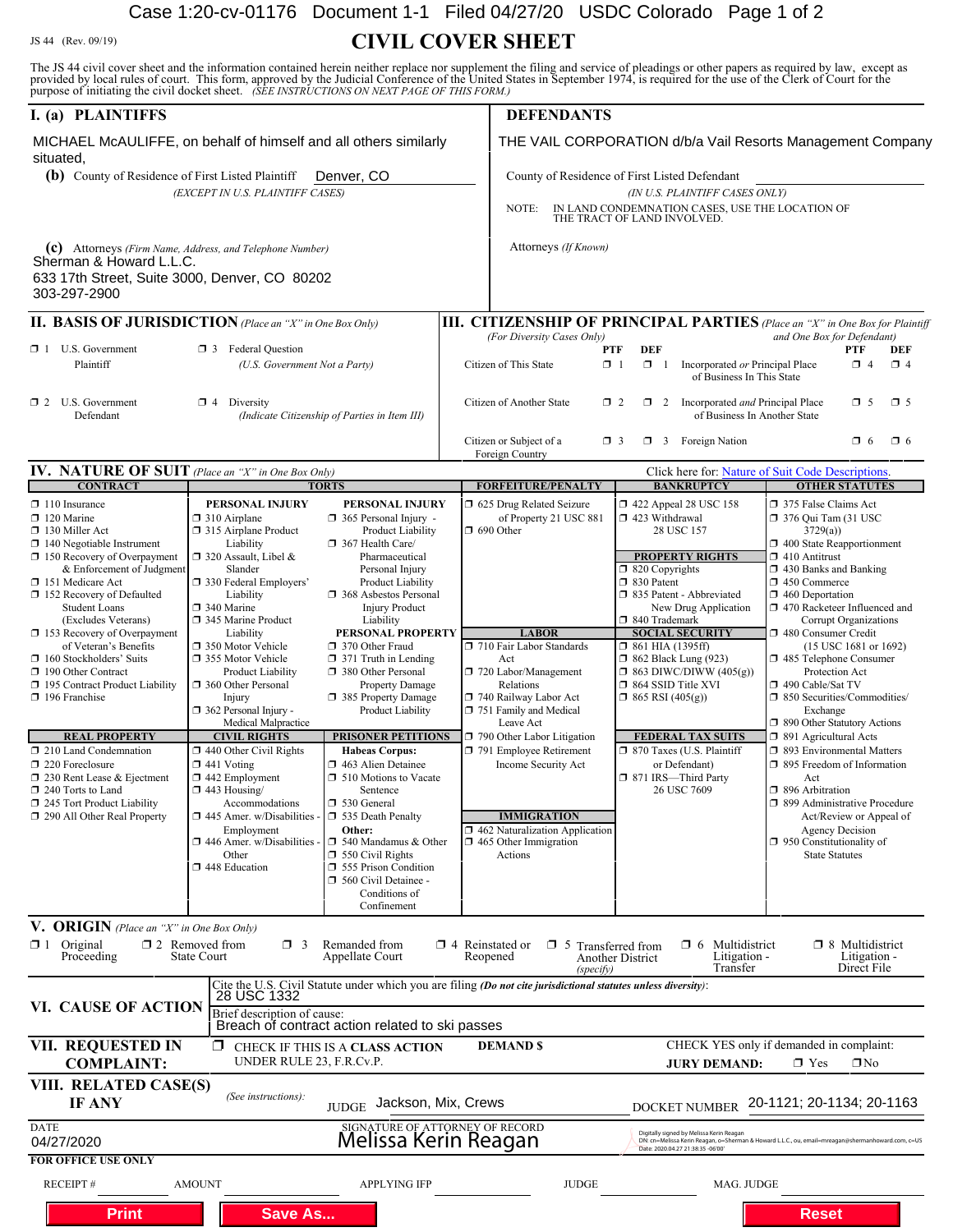JS 44 (Rev. 09/19)

# CIVIL COVER SHEET

The JS 44 civil cover sheet and the information contained herein neither replace nor supplement the filing and service of pleadings or other papers as required by law, except as provided by local rules of court. This form, approved by the Judicial Conference of the United States in September 1974, is required for the use of the Clerk of Court for the purpose of initiating the civil docket sheet. *(SEE INSTRUCTIONS ON NEXT PAGE OF THIS FORM.)*

## I. (a) PLAINTIFFS

MICHAEL McAULIFFE, on behalf of himself and all others similarly situated,

**(b)** County of Residence of First Listed Plaintiff: Denver, CO
*(EXCEPT IN U.S. PLAINTIFF CASES)*

**(c)** Attorneys *(Firm Name, Address, and Telephone Number)*
Sherman & Howard L.L.C.
633 17th Street, Suite 3000, Denver, CO 80202
303-297-2900

## DEFENDANTS

THE VAIL CORPORATION d/b/a Vail Resorts Management Company

County of Residence of First Listed Defendant:
*(IN U.S. PLAINTIFF CASES ONLY)*

NOTE: IN LAND CONDEMNATION CASES, USE THE LOCATION OF THE TRACT OF LAND INVOLVED.

Attorneys *(If Known)*

## II. BASIS OF JURISDICTION *(Place an "X" in One Box Only)*

- ☐ 1 U.S. Government Plaintiff
- ☐ 3 Federal Question *(U.S. Government Not a Party)*
- ☐ 2 U.S. Government Defendant
- ☐ 4 Diversity *(Indicate Citizenship of Parties in Item III)*

## III. CITIZENSHIP OF PRINCIPAL PARTIES *(Place an "X" in One Box for Plaintiff and One Box for Defendant)* *(For Diversity Cases Only)*

| | PTF | DEF | | PTF | DEF |
|---|---|---|---|---|---|
| Citizen of This State | ☐ 1 | ☐ 1 | Incorporated *or* Principal Place of Business In This State | ☐ 4 | ☐ 4 |
| Citizen of Another State | ☐ 2 | ☐ 2 | Incorporated *and* Principal Place of Business In Another State | ☐ 5 | ☐ 5 |
| Citizen or Subject of a Foreign Country | ☐ 3 | ☐ 3 | Foreign Nation | ☐ 6 | ☐ 6 |

## IV. NATURE OF SUIT *(Place an "X" in One Box Only)*

Click here for: Nature of Suit Code Descriptions.

**CONTRACT**
- ☐ 110 Insurance
- ☐ 120 Marine
- ☐ 130 Miller Act
- ☐ 140 Negotiable Instrument
- ☐ 150 Recovery of Overpayment & Enforcement of Judgment
- ☐ 151 Medicare Act
- ☐ 152 Recovery of Defaulted Student Loans (Excludes Veterans)
- ☐ 153 Recovery of Overpayment of Veteran's Benefits
- ☐ 160 Stockholders' Suits
- ☐ 190 Other Contract
- ☐ 195 Contract Product Liability
- ☐ 196 Franchise

**REAL PROPERTY**
- ☐ 210 Land Condemnation
- ☐ 220 Foreclosure
- ☐ 230 Rent Lease & Ejectment
- ☐ 240 Torts to Land
- ☐ 245 Tort Product Liability
- ☐ 290 All Other Real Property

**TORTS — PERSONAL INJURY**
- ☐ 310 Airplane
- ☐ 315 Airplane Product Liability
- ☐ 320 Assault, Libel & Slander
- ☐ 330 Federal Employers' Liability
- ☐ 340 Marine
- ☐ 345 Marine Product Liability
- ☐ 350 Motor Vehicle
- ☐ 355 Motor Vehicle Product Liability
- ☐ 360 Other Personal Injury
- ☐ 362 Personal Injury - Medical Malpractice

**TORTS — PERSONAL INJURY**
- ☐ 365 Personal Injury - Product Liability
- ☐ 367 Health Care/ Pharmaceutical Personal Injury Product Liability
- ☐ 368 Asbestos Personal Injury Product Liability

**PERSONAL PROPERTY**
- ☐ 370 Other Fraud
- ☐ 371 Truth in Lending
- ☐ 380 Other Personal Property Damage
- ☐ 385 Property Damage Product Liability

**CIVIL RIGHTS**
- ☐ 440 Other Civil Rights
- ☐ 441 Voting
- ☐ 442 Employment
- ☐ 443 Housing/ Accommodations
- ☐ 445 Amer. w/Disabilities - Employment
- ☐ 446 Amer. w/Disabilities - Other
- ☐ 448 Education

**PRISONER PETITIONS**
Habeas Corpus:
- ☐ 463 Alien Detainee
- ☐ 510 Motions to Vacate Sentence
- ☐ 530 General
- ☐ 535 Death Penalty

Other:
- ☐ 540 Mandamus & Other
- ☐ 550 Civil Rights
- ☐ 555 Prison Condition
- ☐ 560 Civil Detainee - Conditions of Confinement

**FORFEITURE/PENALTY**
- ☐ 625 Drug Related Seizure of Property 21 USC 881
- ☐ 690 Other

**LABOR**
- ☐ 710 Fair Labor Standards Act
- ☐ 720 Labor/Management Relations
- ☐ 740 Railway Labor Act
- ☐ 751 Family and Medical Leave Act
- ☐ 790 Other Labor Litigation
- ☐ 791 Employee Retirement Income Security Act

**IMMIGRATION**
- ☐ 462 Naturalization Application
- ☐ 465 Other Immigration Actions

**BANKRUPTCY**
- ☐ 422 Appeal 28 USC 158
- ☐ 423 Withdrawal 28 USC 157

**PROPERTY RIGHTS**
- ☐ 820 Copyrights
- ☐ 830 Patent
- ☐ 835 Patent - Abbreviated New Drug Application
- ☐ 840 Trademark

**SOCIAL SECURITY**
- ☐ 861 HIA (1395ff)
- ☐ 862 Black Lung (923)
- ☐ 863 DIWC/DIWW (405(g))
- ☐ 864 SSID Title XVI
- ☐ 865 RSI (405(g))

**FEDERAL TAX SUITS**
- ☐ 870 Taxes (U.S. Plaintiff or Defendant)
- ☐ 871 IRS—Third Party 26 USC 7609

**OTHER STATUTES**
- ☐ 375 False Claims Act
- ☐ 376 Qui Tam (31 USC 3729(a))
- ☐ 400 State Reapportionment
- ☐ 410 Antitrust
- ☐ 430 Banks and Banking
- ☐ 450 Commerce
- ☐ 460 Deportation
- ☐ 470 Racketeer Influenced and Corrupt Organizations
- ☐ 480 Consumer Credit (15 USC 1681 or 1692)
- ☐ 485 Telephone Consumer Protection Act
- ☐ 490 Cable/Sat TV
- ☐ 850 Securities/Commodities/ Exchange
- ☐ 890 Other Statutory Actions
- ☐ 891 Agricultural Acts
- ☐ 893 Environmental Matters
- ☐ 895 Freedom of Information Act
- ☐ 896 Arbitration
- ☐ 899 Administrative Procedure Act/Review or Appeal of Agency Decision
- ☐ 950 Constitutionality of State Statutes

## V. ORIGIN *(Place an "X" in One Box Only)*

- ☐ 1 Original Proceeding
- ☐ 2 Removed from State Court
- ☐ 3 Remanded from Appellate Court
- ☐ 4 Reinstated or Reopened
- ☐ 5 Transferred from Another District *(specify)*
- ☐ 6 Multidistrict Litigation - Transfer
- ☐ 8 Multidistrict Litigation - Direct File

## VI. CAUSE OF ACTION

Cite the U.S. Civil Statute under which you are filing ***(Do not cite jurisdictional statutes unless diversity)***: 28 USC 1332

Brief description of cause: Breach of contract action related to ski passes

## VII. REQUESTED IN COMPLAINT:

☐ CHECK IF THIS IS A **CLASS ACTION** UNDER RULE 23, F.R.Cv.P.

**DEMAND $**

CHECK YES only if demanded in complaint:
**JURY DEMAND:** ☐ Yes ☐ No

## VIII. RELATED CASE(S) IF ANY

*(See instructions):* JUDGE Jackson, Mix, Crews DOCKET NUMBER 20-1121; 20-1134; 20-1163

DATE: 04/27/2020

SIGNATURE OF ATTORNEY OF RECORD: Melissa Kerin Reagan

Digitally signed by Melissa Kerin Reagan
DN: cn=Melissa Kerin Reagan, o=Sherman & Howard L.L.C., ou, email=mreagan@shermanhoward.com, c=US
Date: 2020.04.27 21:38:35 -06'00'

**FOR OFFICE USE ONLY**

RECEIPT # ______ AMOUNT ______ APPLYING IFP ______ JUDGE ______ MAG. JUDGE ______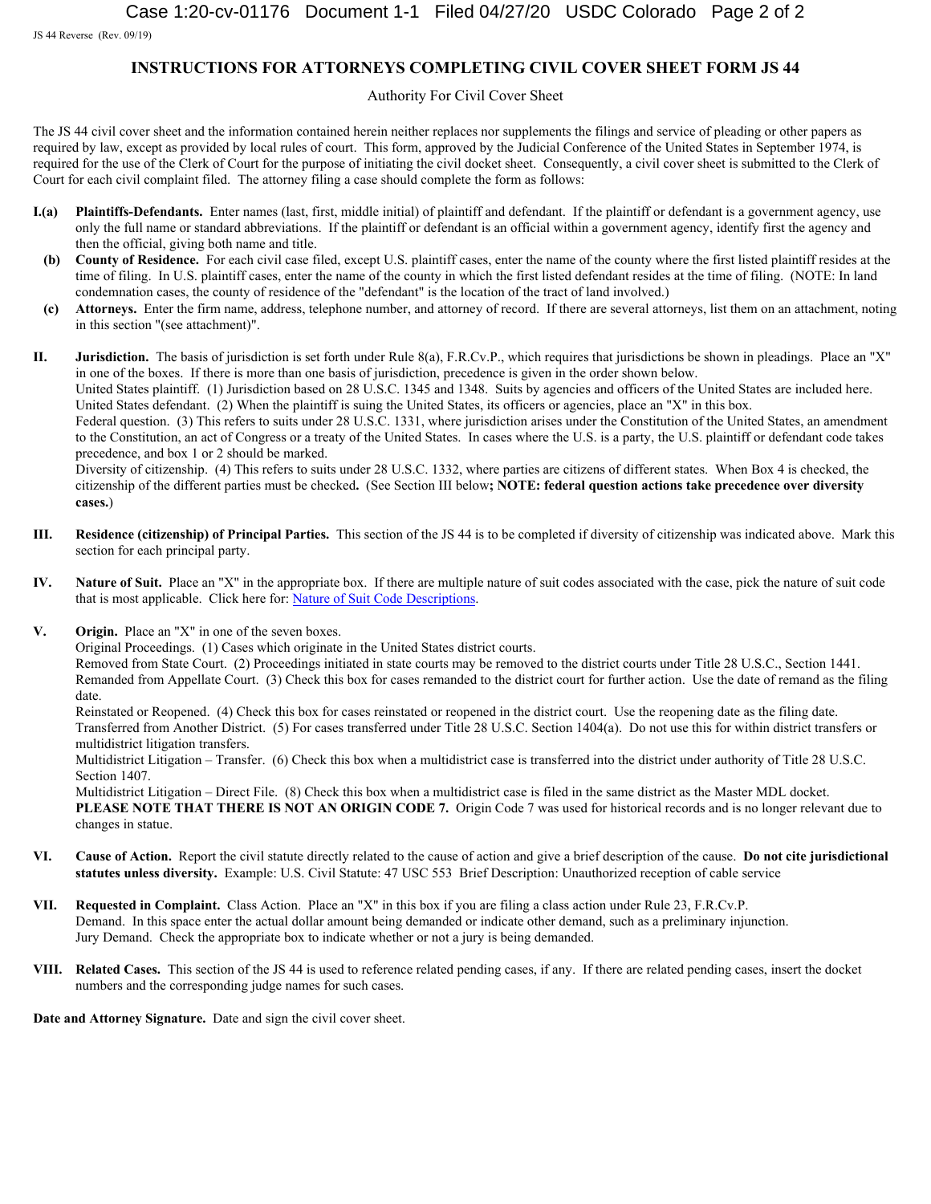JS 44 Reverse (Rev. 09/19)

# INSTRUCTIONS FOR ATTORNEYS COMPLETING CIVIL COVER SHEET FORM JS 44

Authority For Civil Cover Sheet

The JS 44 civil cover sheet and the information contained herein neither replaces nor supplements the filings and service of pleading or other papers as required by law, except as provided by local rules of court. This form, approved by the Judicial Conference of the United States in September 1974, is required for the use of the Clerk of Court for the purpose of initiating the civil docket sheet. Consequently, a civil cover sheet is submitted to the Clerk of Court for each civil complaint filed. The attorney filing a case should complete the form as follows:

**I.(a)** **Plaintiffs-Defendants.** Enter names (last, first, middle initial) of plaintiff and defendant. If the plaintiff or defendant is a government agency, use only the full name or standard abbreviations. If the plaintiff or defendant is an official within a government agency, identify first the agency and then the official, giving both name and title.

**(b)** **County of Residence.** For each civil case filed, except U.S. plaintiff cases, enter the name of the county where the first listed plaintiff resides at the time of filing. In U.S. plaintiff cases, enter the name of the county in which the first listed defendant resides at the time of filing. (NOTE: In land condemnation cases, the county of residence of the "defendant" is the location of the tract of land involved.)

**(c)** **Attorneys.** Enter the firm name, address, telephone number, and attorney of record. If there are several attorneys, list them on an attachment, noting in this section "(see attachment)".

**II.** **Jurisdiction.** The basis of jurisdiction is set forth under Rule 8(a), F.R.Cv.P., which requires that jurisdictions be shown in pleadings. Place an "X" in one of the boxes. If there is more than one basis of jurisdiction, precedence is given in the order shown below.
United States plaintiff. (1) Jurisdiction based on 28 U.S.C. 1345 and 1348. Suits by agencies and officers of the United States are included here.
United States defendant. (2) When the plaintiff is suing the United States, its officers or agencies, place an "X" in this box.
Federal question. (3) This refers to suits under 28 U.S.C. 1331, where jurisdiction arises under the Constitution of the United States, an amendment to the Constitution, an act of Congress or a treaty of the United States. In cases where the U.S. is a party, the U.S. plaintiff or defendant code takes precedence, and box 1 or 2 should be marked.
Diversity of citizenship. (4) This refers to suits under 28 U.S.C. 1332, where parties are citizens of different states. When Box 4 is checked, the citizenship of the different parties must be checked**.** (See Section III below**; NOTE: federal question actions take precedence over diversity cases.**)

**III.** **Residence (citizenship) of Principal Parties.** This section of the JS 44 is to be completed if diversity of citizenship was indicated above. Mark this section for each principal party.

**IV.** **Nature of Suit.** Place an "X" in the appropriate box. If there are multiple nature of suit codes associated with the case, pick the nature of suit code that is most applicable. Click here for: Nature of Suit Code Descriptions.

**V.** **Origin.** Place an "X" in one of the seven boxes.
Original Proceedings. (1) Cases which originate in the United States district courts.
Removed from State Court. (2) Proceedings initiated in state courts may be removed to the district courts under Title 28 U.S.C., Section 1441.
Remanded from Appellate Court. (3) Check this box for cases remanded to the district court for further action. Use the date of remand as the filing date.
Reinstated or Reopened. (4) Check this box for cases reinstated or reopened in the district court. Use the reopening date as the filing date.
Transferred from Another District. (5) For cases transferred under Title 28 U.S.C. Section 1404(a). Do not use this for within district transfers or multidistrict litigation transfers.
Multidistrict Litigation – Transfer. (6) Check this box when a multidistrict case is transferred into the district under authority of Title 28 U.S.C. Section 1407.
Multidistrict Litigation – Direct File. (8) Check this box when a multidistrict case is filed in the same district as the Master MDL docket.
**PLEASE NOTE THAT THERE IS NOT AN ORIGIN CODE 7.** Origin Code 7 was used for historical records and is no longer relevant due to changes in statue.

**VI.** **Cause of Action.** Report the civil statute directly related to the cause of action and give a brief description of the cause. **Do not cite jurisdictional statutes unless diversity.** Example: U.S. Civil Statute: 47 USC 553 Brief Description: Unauthorized reception of cable service

**VII.** **Requested in Complaint.** Class Action. Place an "X" in this box if you are filing a class action under Rule 23, F.R.Cv.P.
Demand. In this space enter the actual dollar amount being demanded or indicate other demand, such as a preliminary injunction.
Jury Demand. Check the appropriate box to indicate whether or not a jury is being demanded.

**VIII.** **Related Cases.** This section of the JS 44 is used to reference related pending cases, if any. If there are related pending cases, insert the docket numbers and the corresponding judge names for such cases.

**Date and Attorney Signature.** Date and sign the civil cover sheet.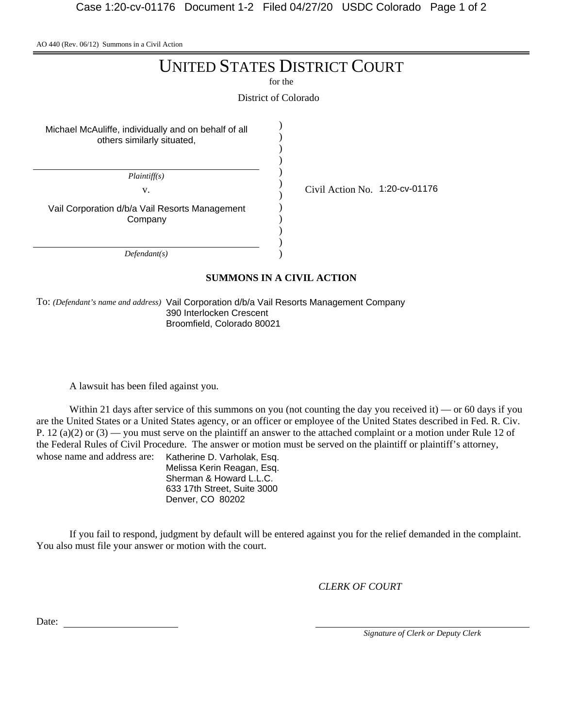AO 440 (Rev. 06/12) Summons in a Civil Action

# UNITED STATES DISTRICT COURT

for the

District of Colorado

| | | |
|---|---|---|
| Michael McAuliffe, individually and on behalf of all others similarly situated, | ) | |
| *Plaintiff(s)* | ) | |
| v. | ) | Civil Action No. 1:20-cv-01176 |
| Vail Corporation d/b/a Vail Resorts Management Company | ) | |
| *Defendant(s)* | ) | |

**SUMMONS IN A CIVIL ACTION**

To: *(Defendant's name and address)* Vail Corporation d/b/a Vail Resorts Management Company
390 Interlocken Crescent
Broomfield, Colorado 80021

A lawsuit has been filed against you.

Within 21 days after service of this summons on you (not counting the day you received it) — or 60 days if you are the United States or a United States agency, or an officer or employee of the United States described in Fed. R. Civ. P. 12 (a)(2) or (3) — you must serve on the plaintiff an answer to the attached complaint or a motion under Rule 12 of the Federal Rules of Civil Procedure. The answer or motion must be served on the plaintiff or plaintiff's attorney, whose name and address are:

Katherine D. Varholak, Esq.
Melissa Kerin Reagan, Esq.
Sherman & Howard L.L.C.
633 17th Street, Suite 3000
Denver, CO 80202

If you fail to respond, judgment by default will be entered against you for the relief demanded in the complaint. You also must file your answer or motion with the court.

*CLERK OF COURT*

Date: ______________________

______________________________
*Signature of Clerk or Deputy Clerk*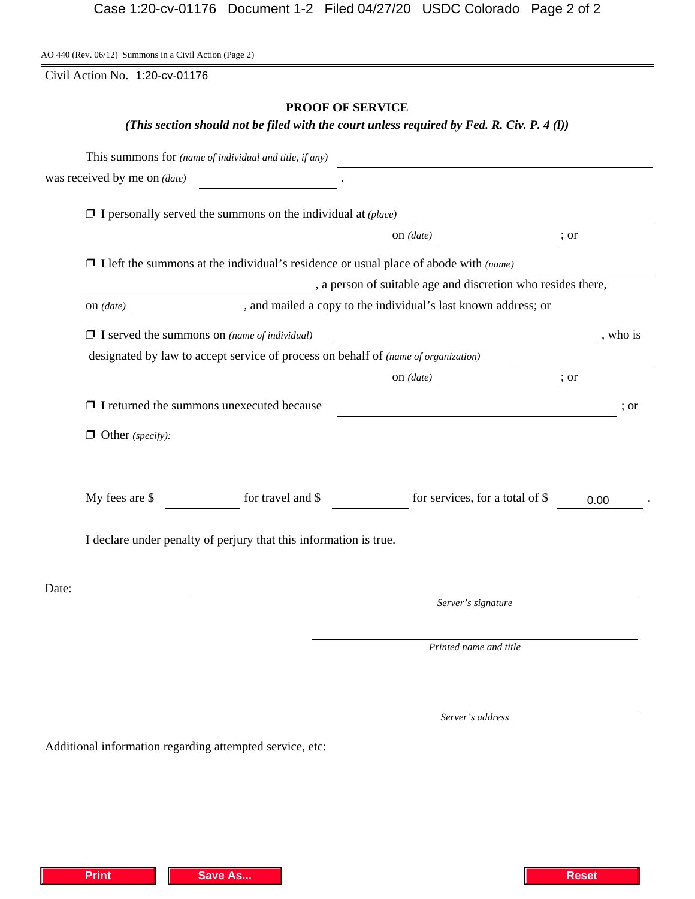AO 440 (Rev. 06/12) Summons in a Civil Action (Page 2)

Civil Action No. 1:20-cv-01176

## PROOF OF SERVICE

***(This section should not be filed with the court unless required by Fed. R. Civ. P. 4 (l))***

This summons for *(name of individual and title, if any)* ______________________________

was received by me on *(date)* ______________ .

❒ I personally served the summons on the individual at *(place)* ______________________________ on *(date)* ______________ ; or

❒ I left the summons at the individual's residence or usual place of abode with *(name)* ______________________________ , a person of suitable age and discretion who resides there,

on *(date)* ______________ , and mailed a copy to the individual's last known address; or

❒ I served the summons on *(name of individual)* ______________________________ , who is designated by law to accept service of process on behalf of *(name of organization)* ______________________________ on *(date)* ______________ ; or

❒ I returned the summons unexecuted because ______________________________ ; or

❒ Other *(specify)*:

My fees are $ ________ for travel and $ ________ for services, for a total of $ 0.00 .

I declare under penalty of perjury that this information is true.

Date: ______________

______________________________
*Server's signature*

______________________________
*Printed name and title*

______________________________
*Server's address*

Additional information regarding attempted service, etc:

Print | Save As... | Reset